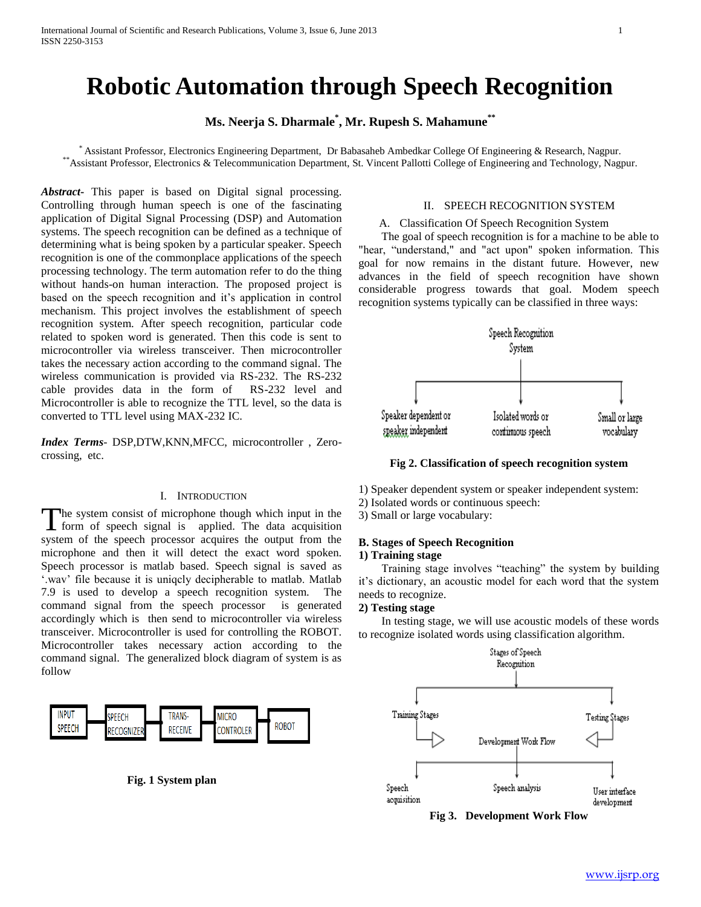# Robotic Automation through Speech Recognition

**Ms. Neerja S. Dharmale[*], Mr. Rupesh S. Mahamune[**]**

[*] Assistant Professor, Electronics Engineering Department, Dr Babasaheb Ambedkar College Of Engineering & Research, Nagpur.
[**] Assistant Professor, Electronics & Telecommunication Department, St. Vincent Pallotti College of Engineering and Technology, Nagpur.

***Abstract*-** This paper is based on Digital signal processing. Controlling through human speech is one of the fascinating application of Digital Signal Processing (DSP) and Automation systems. The speech recognition can be defined as a technique of determining what is being spoken by a particular speaker. Speech recognition is one of the commonplace applications of the speech processing technology. The term automation refer to do the thing without hands-on human interaction. The proposed project is based on the speech recognition and it's application in control mechanism. This project involves the establishment of speech recognition system. After speech recognition, particular code related to spoken word is generated. Then this code is sent to microcontroller via wireless transceiver. Then microcontroller takes the necessary action according to the command signal. The wireless communication is provided via RS-232. The RS-232 cable provides data in the form of RS-232 level and Microcontroller is able to recognize the TTL level, so the data is converted to TTL level using MAX-232 IC.

***Index Terms*-** DSP,DTW,KNN,MFCC, microcontroller , Zero-crossing, etc.

## I. Introduction

The system consist of microphone though which input in the form of speech signal is applied. The data acquisition system of the speech processor acquires the output from the microphone and then it will detect the exact word spoken. Speech processor is matlab based. Speech signal is saved as '.wav' file because it is uniqcly decipherable to matlab. Matlab 7.9 is used to develop a speech recognition system. The command signal from the speech processor is generated accordingly which is then send to microcontroller via wireless transceiver. Microcontroller is used for controlling the ROBOT. Microcontroller takes necessary action according to the command signal. The generalized block diagram of system is as follow

INPUT SPEECH → SPEECH RECOGNIZER → TRANS-RECEIVE → MICRO CONTROLER → ROBOT

**Fig. 1 System plan**

## II. Speech Recognition System

A. Classification Of Speech Recognition System

The goal of speech recognition is for a machine to be able to "hear, "understand," and "act upon" spoken information. This goal for now remains in the distant future. However, new advances in the field of speech recognition have shown considerable progress towards that goal. Modem speech recognition systems typically can be classified in three ways:

Speech Recognition System → Speaker dependent or speaker independent; Isolated words or continuous speech; Small or large vocabulary

**Fig 2. Classification of speech recognition system**

1) Speaker dependent system or speaker independent system:
2) Isolated words or continuous speech:
3) Small or large vocabulary:

**B. Stages of Speech Recognition**

**1) Training stage**

Training stage involves "teaching" the system by building it's dictionary, an acoustic model for each word that the system needs to recognize.

**2) Testing stage**

In testing stage, we will use acoustic models of these words to recognize isolated words using classification algorithm.

Stages of Speech Recognition → Training Stages; Testing Stages → Development Work Flow → Speech acquisition; Speech analysis; User interface development

**Fig 3. Development Work Flow**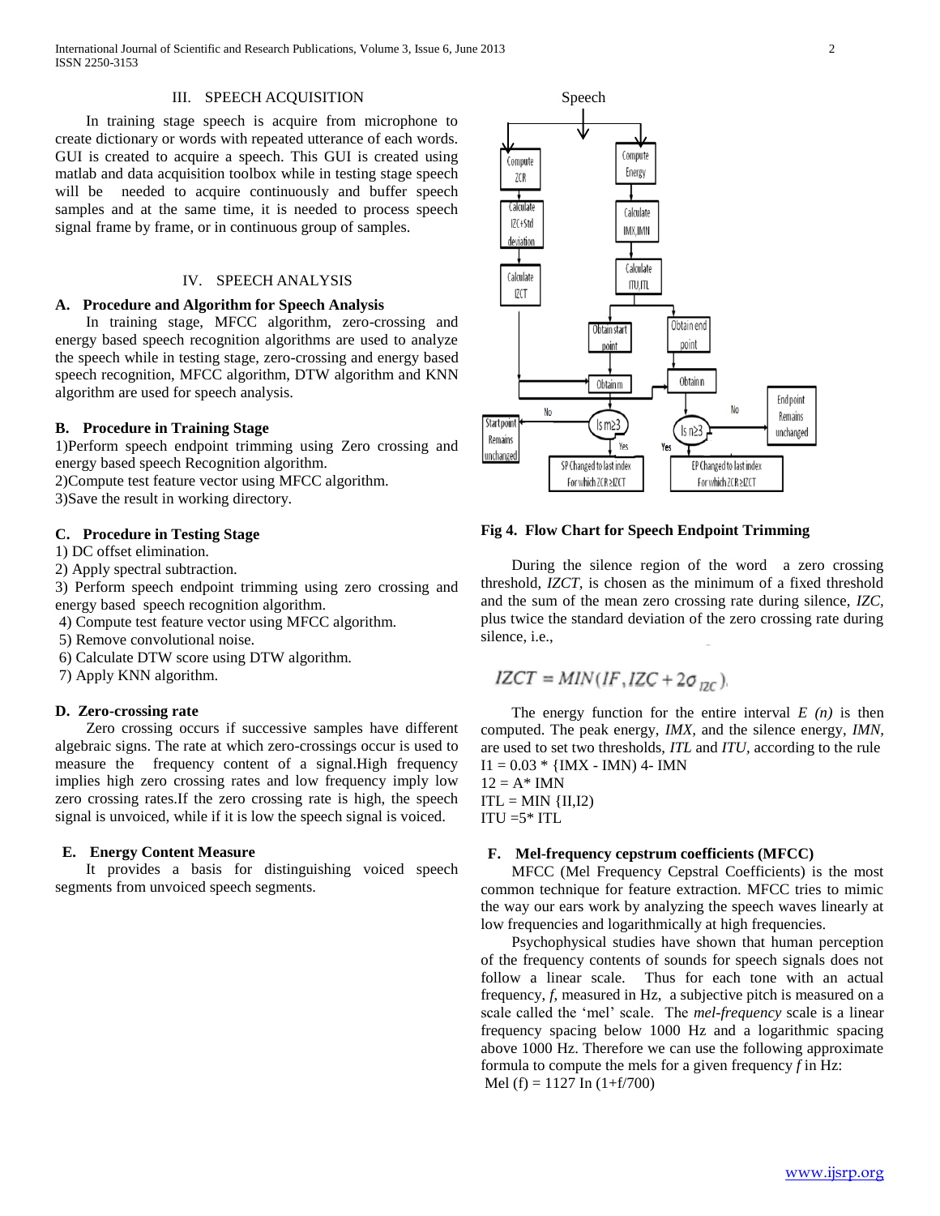## III. SPEECH ACQUISITION

In training stage speech is acquire from microphone to create dictionary or words with repeated utterance of each words. GUI is created to acquire a speech. This GUI is created using matlab and data acquisition toolbox while in testing stage speech will be needed to acquire continuously and buffer speech samples and at the same time, it is needed to process speech signal frame by frame, or in continuous group of samples.

## IV. SPEECH ANALYSIS

### A. Procedure and Algorithm for Speech Analysis

In training stage, MFCC algorithm, zero-crossing and energy based speech recognition algorithms are used to analyze the speech while in testing stage, zero-crossing and energy based speech recognition, MFCC algorithm, DTW algorithm and KNN algorithm are used for speech analysis.

### B. Procedure in Training Stage

1)Perform speech endpoint trimming using Zero crossing and energy based speech Recognition algorithm.
2)Compute test feature vector using MFCC algorithm.
3)Save the result in working directory.

### C. Procedure in Testing Stage

1) DC offset elimination.
2) Apply spectral subtraction.
3) Perform speech endpoint trimming using zero crossing and energy based speech recognition algorithm.
4) Compute test feature vector using MFCC algorithm.
5) Remove convolutional noise.
6) Calculate DTW score using DTW algorithm.
7) Apply KNN algorithm.

### D. Zero-crossing rate

Zero crossing occurs if successive samples have different algebraic signs. The rate at which zero-crossings occur is used to measure the frequency content of a signal.High frequency implies high zero crossing rates and low frequency imply low zero crossing rates.If the zero crossing rate is high, the speech signal is unvoiced, while if it is low the speech signal is voiced.

### E. Energy Content Measure

It provides a basis for distinguishing voiced speech segments from unvoiced speech segments.

**Fig 4. Flow Chart for Speech Endpoint Trimming**

During the silence region of the word a zero crossing threshold, *IZCT*, is chosen as the minimum of a fixed threshold and the sum of the mean zero crossing rate during silence, *IZC*, plus twice the standard deviation of the zero crossing rate during silence, i.e.,

$$IZCT = MIN(IF, IZC + 2\sigma_{IZC})$$

The energy function for the entire interval *E (n)* is then computed. The peak energy, *IMX*, and the silence energy, *IMN*, are used to set two thresholds, *ITL* and *ITU*, according to the rule

$I1 = 0.03 * \{IMX - IMN) 4- IMN$
$12 = A* IMN$
$ITL = MIN \{II,I2)$
$ITU = 5* ITL$

### F. Mel-frequency cepstrum coefficients (MFCC)

MFCC (Mel Frequency Cepstral Coefficients) is the most common technique for feature extraction. MFCC tries to mimic the way our ears work by analyzing the speech waves linearly at low frequencies and logarithmically at high frequencies.

Psychophysical studies have shown that human perception of the frequency contents of sounds for speech signals does not follow a linear scale. Thus for each tone with an actual frequency, *f*, measured in Hz, a subjective pitch is measured on a scale called the 'mel' scale. The *mel-frequency* scale is a linear frequency spacing below 1000 Hz and a logarithmic spacing above 1000 Hz. Therefore we can use the following approximate formula to compute the mels for a given frequency *f* in Hz:

Mel (f) = 1127 In (1+f/700)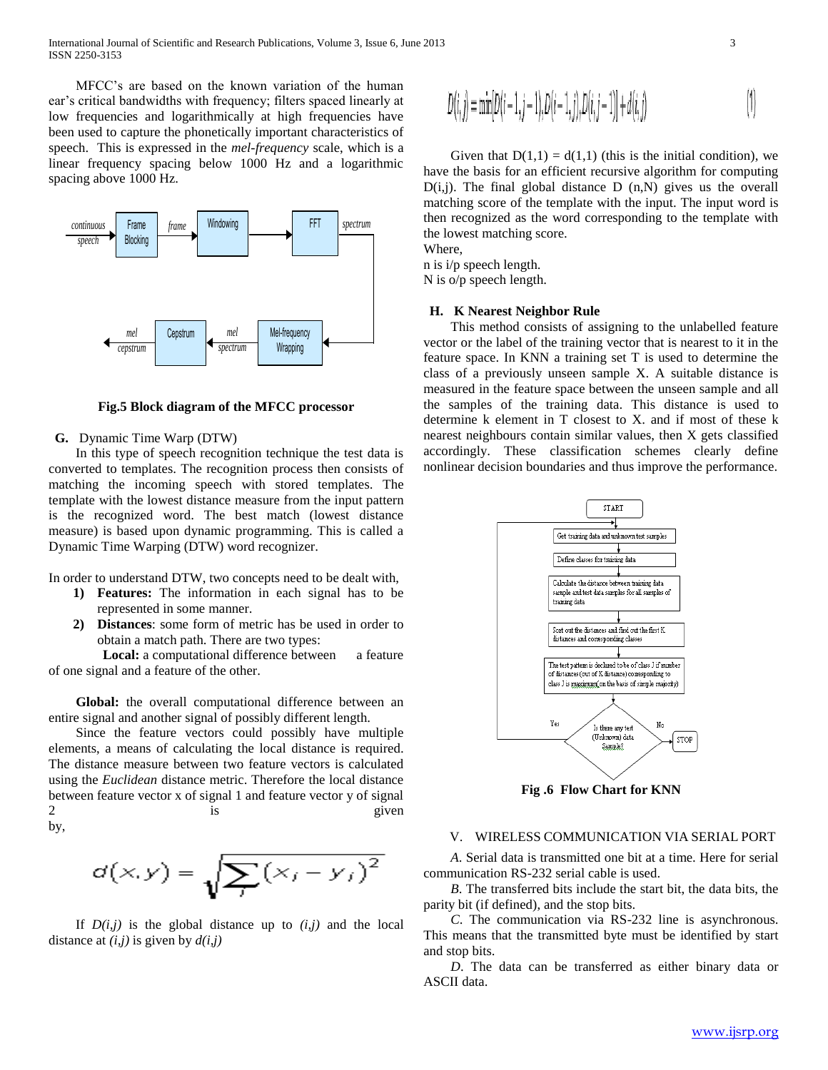MFCC's are based on the known variation of the human ear's critical bandwidths with frequency; filters spaced linearly at low frequencies and logarithmically at high frequencies have been used to capture the phonetically important characteristics of speech. This is expressed in the *mel-frequency* scale, which is a linear frequency spacing below 1000 Hz and a logarithmic spacing above 1000 Hz.

**Fig.5 Block diagram of the MFCC processor**

### G. Dynamic Time Warp (DTW)

In this type of speech recognition technique the test data is converted to templates. The recognition process then consists of matching the incoming speech with stored templates. The template with the lowest distance measure from the input pattern is the recognized word. The best match (lowest distance measure) is based upon dynamic programming. This is called a Dynamic Time Warping (DTW) word recognizer.

In order to understand DTW, two concepts need to be dealt with,

1) **Features:** The information in each signal has to be represented in some manner.
2) **Distances**: some form of metric has be used in order to obtain a match path. There are two types:

**Local:** a computational difference between a feature of one signal and a feature of the other.

**Global:** the overall computational difference between an entire signal and another signal of possibly different length.

Since the feature vectors could possibly have multiple elements, a means of calculating the local distance is required. The distance measure between two feature vectors is calculated using the *Euclidean* distance metric. Therefore the local distance between feature vector x of signal 1 and feature vector y of signal 2 is given by,

$$d(x,y) = \sqrt{\sum_j (x_i - y_i)^2}$$

If $D(i,j)$ is the global distance up to $(i,j)$ and the local distance at $(i,j)$ is given by $d(i,j)$

$$D(i,j) = \min[D(i-1,j-1), D(i-1,j), D(i,j-1)] + d(i,j) \quad (1)$$

Given that $D(1,1) = d(1,1)$ (this is the initial condition), we have the basis for an efficient recursive algorithm for computing $D(i,j)$. The final global distance $D(n,N)$ gives us the overall matching score of the template with the input. The input word is then recognized as the word corresponding to the template with the lowest matching score.

Where,
n is i/p speech length.
N is o/p speech length.

### H. K Nearest Neighbor Rule

This method consists of assigning to the unlabelled feature vector or the label of the training vector that is nearest to it in the feature space. In KNN a training set T is used to determine the class of a previously unseen sample X. A suitable distance is measured in the feature space between the unseen sample and all the samples of the training data. This distance is used to determine k element in T closest to X. and if most of these k nearest neighbours contain similar values, then X gets classified accordingly. These classification schemes clearly define nonlinear decision boundaries and thus improve the performance.

**Fig .6 Flow Chart for KNN**

## V. WIRELESS COMMUNICATION VIA SERIAL PORT

*A.* Serial data is transmitted one bit at a time. Here for serial communication RS-232 serial cable is used.

*B.* The transferred bits include the start bit, the data bits, the parity bit (if defined), and the stop bits.

*C.* The communication via RS-232 line is asynchronous. This means that the transmitted byte must be identified by start and stop bits.

*D.* The data can be transferred as either binary data or ASCII data.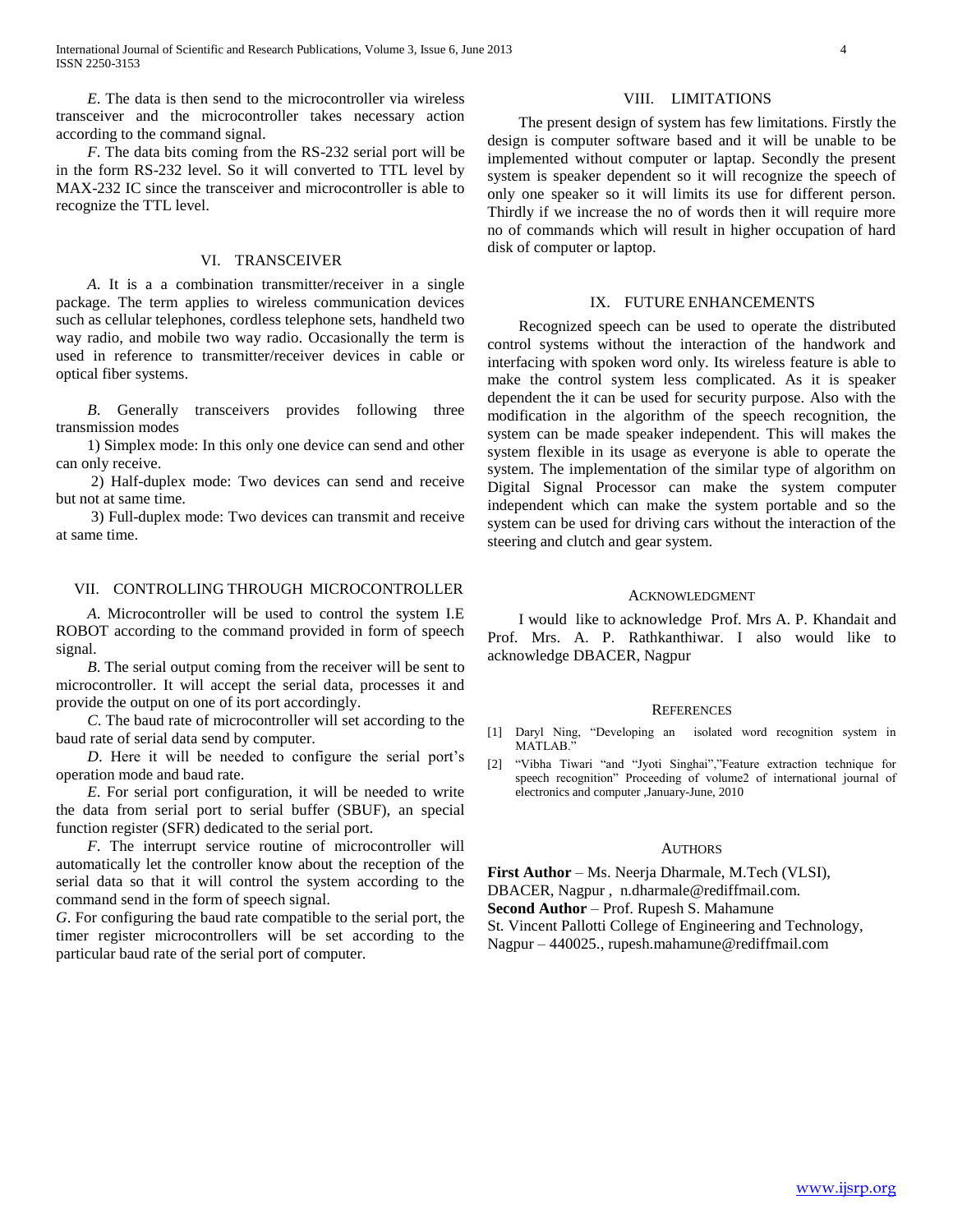*E*. The data is then send to the microcontroller via wireless transceiver and the microcontroller takes necessary action according to the command signal.

*F*. The data bits coming from the RS-232 serial port will be in the form RS-232 level. So it will converted to TTL level by MAX-232 IC since the transceiver and microcontroller is able to recognize the TTL level.

## VI. TRANSCEIVER

*A*. It is a a combination transmitter/receiver in a single package. The term applies to wireless communication devices such as cellular telephones, cordless telephone sets, handheld two way radio, and mobile two way radio. Occasionally the term is used in reference to transmitter/receiver devices in cable or optical fiber systems.

*B*. Generally transceivers provides following three transmission modes

1) Simplex mode: In this only one device can send and other can only receive.

2) Half-duplex mode: Two devices can send and receive but not at same time.

3) Full-duplex mode: Two devices can transmit and receive at same time.

## VII. CONTROLLING THROUGH MICROCONTROLLER

*A*. Microcontroller will be used to control the system I.E ROBOT according to the command provided in form of speech signal.

*B*. The serial output coming from the receiver will be sent to microcontroller. It will accept the serial data, processes it and provide the output on one of its port accordingly.

*C*. The baud rate of microcontroller will set according to the baud rate of serial data send by computer.

*D*. Here it will be needed to configure the serial port's operation mode and baud rate.

*E*. For serial port configuration, it will be needed to write the data from serial port to serial buffer (SBUF), an special function register (SFR) dedicated to the serial port.

*F*. The interrupt service routine of microcontroller will automatically let the controller know about the reception of the serial data so that it will control the system according to the command send in the form of speech signal.

*G*. For configuring the baud rate compatible to the serial port, the timer register microcontrollers will be set according to the particular baud rate of the serial port of computer.

## VIII. LIMITATIONS

The present design of system has few limitations. Firstly the design is computer software based and it will be unable to be implemented without computer or laptap. Secondly the present system is speaker dependent so it will recognize the speech of only one speaker so it will limits its use for different person. Thirdly if we increase the no of words then it will require more no of commands which will result in higher occupation of hard disk of computer or laptop.

## IX. FUTURE ENHANCEMENTS

Recognized speech can be used to operate the distributed control systems without the interaction of the handwork and interfacing with spoken word only. Its wireless feature is able to make the control system less complicated. As it is speaker dependent the it can be used for security purpose. Also with the modification in the algorithm of the speech recognition, the system can be made speaker independent. This will makes the system flexible in its usage as everyone is able to operate the system. The implementation of the similar type of algorithm on Digital Signal Processor can make the system computer independent which can make the system portable and so the system can be used for driving cars without the interaction of the steering and clutch and gear system.

## ACKNOWLEDGMENT

I would like to acknowledge Prof. Mrs A. P. Khandait and Prof. Mrs. A. P. Rathkanthiwar. I also would like to acknowledge DBACER, Nagpur

## REFERENCES

[1] Daryl Ning, "Developing an isolated word recognition system in MATLAB."

[2] "Vibha Tiwari "and "Jyoti Singhai","Feature extraction technique for speech recognition" Proceeding of volume2 of international journal of electronics and computer ,January-June, 2010

## AUTHORS

**First Author** – Ms. Neerja Dharmale, M.Tech (VLSI), DBACER, Nagpur , n.dharmale@rediffmail.com.

**Second Author** – Prof. Rupesh S. Mahamune
St. Vincent Pallotti College of Engineering and Technology, Nagpur – 440025., rupesh.mahamune@rediffmail.com